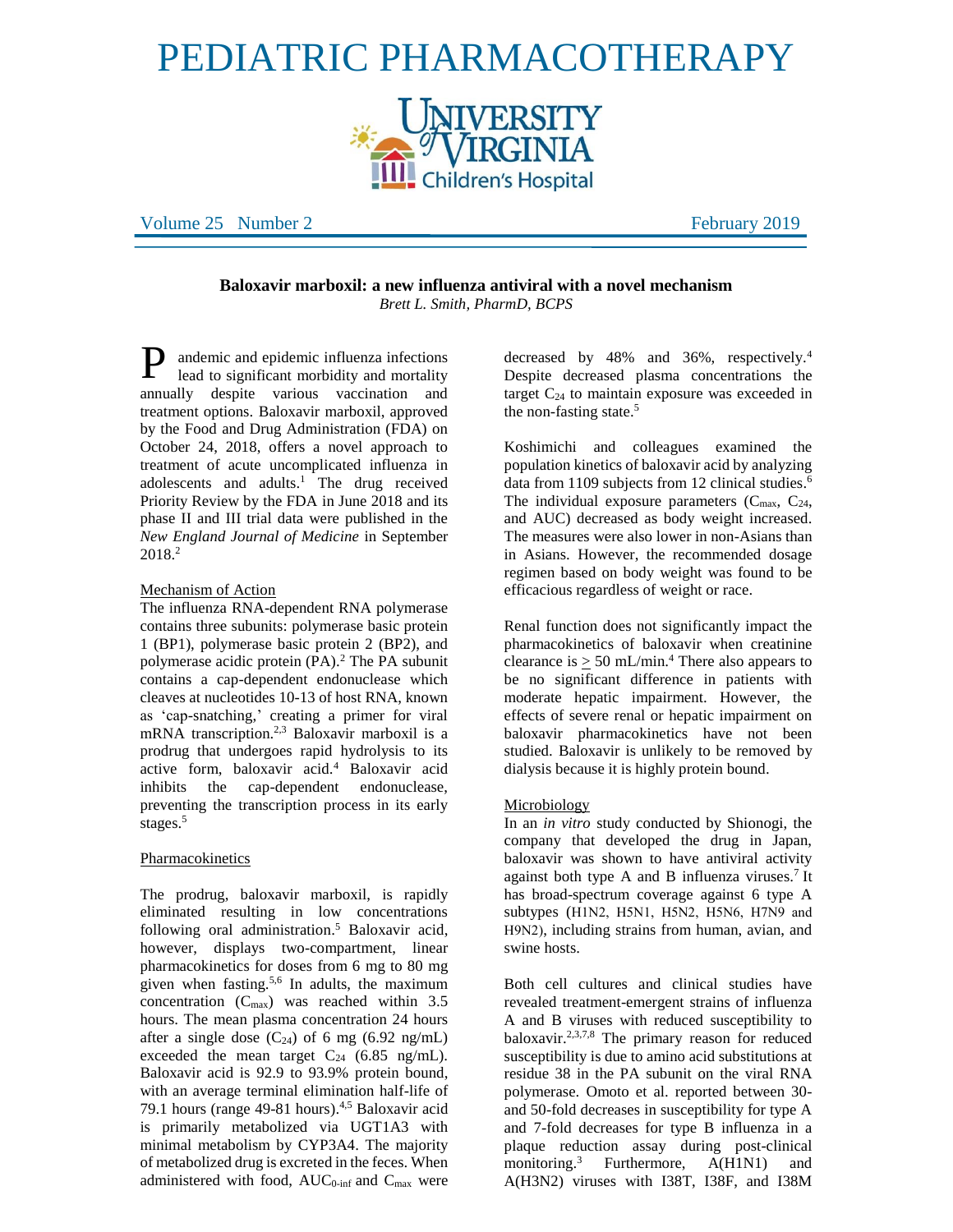# PEDIATRIC PHARMACOTHERAPY

University of Virginia Children's Hospital

Volume 25 Number 2 February 2019

## Baloxavir marboxil: a new influenza antiviral with a novel mechanism

*Brett L. Smith, PharmD, BCPS*

Pandemic and epidemic influenza infections lead to significant morbidity and mortality annually despite various vaccination and treatment options. Baloxavir marboxil, approved by the Food and Drug Administration (FDA) on October 24, 2018, offers a novel approach to treatment of acute uncomplicated influenza in adolescents and adults.[1] The drug received Priority Review by the FDA in June 2018 and its phase II and III trial data were published in the *New England Journal of Medicine* in September 2018.[2]

### Mechanism of Action

The influenza RNA-dependent RNA polymerase contains three subunits: polymerase basic protein 1 (BP1), polymerase basic protein 2 (BP2), and polymerase acidic protein (PA).[2] The PA subunit contains a cap-dependent endonuclease which cleaves at nucleotides 10-13 of host RNA, known as 'cap-snatching,' creating a primer for viral mRNA transcription.[2,3] Baloxavir marboxil is a prodrug that undergoes rapid hydrolysis to its active form, baloxavir acid.[4] Baloxavir acid inhibits the cap-dependent endonuclease, preventing the transcription process in its early stages.[5]

### Pharmacokinetics

The prodrug, baloxavir marboxil, is rapidly eliminated resulting in low concentrations following oral administration.[5] Baloxavir acid, however, displays two-compartment, linear pharmacokinetics for doses from 6 mg to 80 mg given when fasting.[5,6] In adults, the maximum concentration ($C_{max}$) was reached within 3.5 hours. The mean plasma concentration 24 hours after a single dose ($C_{24}$) of 6 mg (6.92 ng/mL) exceeded the mean target $C_{24}$ (6.85 ng/mL). Baloxavir acid is 92.9 to 93.9% protein bound, with an average terminal elimination half-life of 79.1 hours (range 49-81 hours).[4,5] Baloxavir acid is primarily metabolized via UGT1A3 with minimal metabolism by CYP3A4. The majority of metabolized drug is excreted in the feces. When administered with food, $AUC_{0\text{-}inf}$ and $C_{max}$ were decreased by 48% and 36%, respectively.[4] Despite decreased plasma concentrations the target $C_{24}$ to maintain exposure was exceeded in the non-fasting state.[5]

Koshimichi and colleagues examined the population kinetics of baloxavir acid by analyzing data from 1109 subjects from 12 clinical studies.[6] The individual exposure parameters ($C_{max}$, $C_{24}$, and AUC) decreased as body weight increased. The measures were also lower in non-Asians than in Asians. However, the recommended dosage regimen based on body weight was found to be efficacious regardless of weight or race.

Renal function does not significantly impact the pharmacokinetics of baloxavir when creatinine clearance is $\geq$ 50 mL/min.[4] There also appears to be no significant difference in patients with moderate hepatic impairment. However, the effects of severe renal or hepatic impairment on baloxavir pharmacokinetics have not been studied. Baloxavir is unlikely to be removed by dialysis because it is highly protein bound.

### Microbiology

In an *in vitro* study conducted by Shionogi, the company that developed the drug in Japan, baloxavir was shown to have antiviral activity against both type A and B influenza viruses.[7] It has broad-spectrum coverage against 6 type A subtypes (H1N2, H5N1, H5N2, H5N6, H7N9 and H9N2), including strains from human, avian, and swine hosts.

Both cell cultures and clinical studies have revealed treatment-emergent strains of influenza A and B viruses with reduced susceptibility to baloxavir.[2,3,7,8] The primary reason for reduced susceptibility is due to amino acid substitutions at residue 38 in the PA subunit on the viral RNA polymerase. Omoto et al. reported between 30- and 50-fold decreases in susceptibility for type A and 7-fold decreases for type B influenza in a plaque reduction assay during post-clinical monitoring.[3] Furthermore, A(H1N1) and A(H3N2) viruses with I38T, I38F, and I38M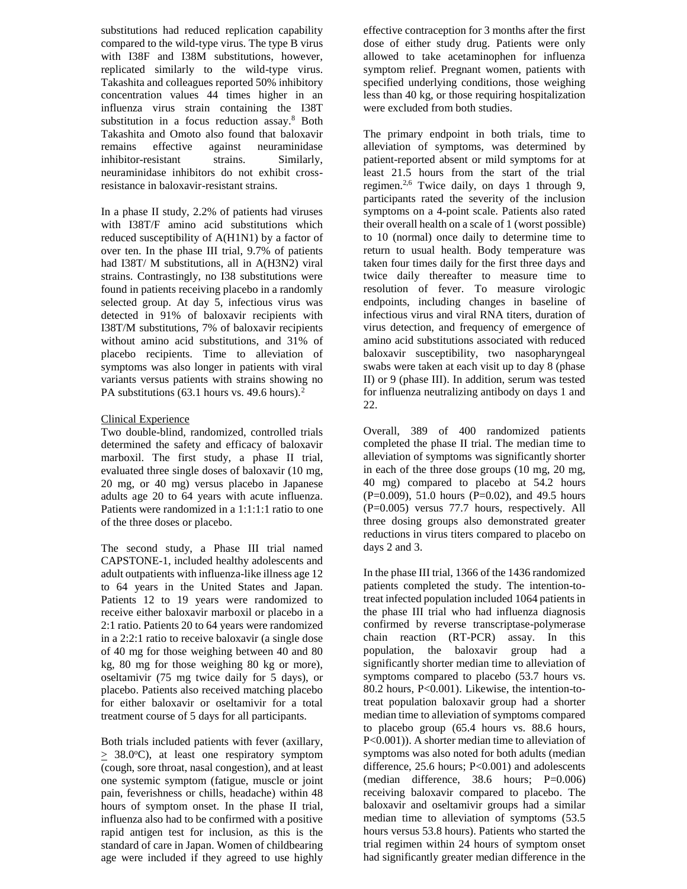substitutions had reduced replication capability compared to the wild-type virus. The type B virus with I38F and I38M substitutions, however, replicated similarly to the wild-type virus. Takashita and colleagues reported 50% inhibitory concentration values 44 times higher in an influenza virus strain containing the I38T substitution in a focus reduction assay.[8] Both Takashita and Omoto also found that baloxavir remains effective against neuraminidase inhibitor-resistant strains. Similarly, neuraminidase inhibitors do not exhibit cross-resistance in baloxavir-resistant strains.

In a phase II study, 2.2% of patients had viruses with I38T/F amino acid substitutions which reduced susceptibility of A(H1N1) by a factor of over ten. In the phase III trial, 9.7% of patients had I38T/ M substitutions, all in A(H3N2) viral strains. Contrastingly, no I38 substitutions were found in patients receiving placebo in a randomly selected group. At day 5, infectious virus was detected in 91% of baloxavir recipients with I38T/M substitutions, 7% of baloxavir recipients without amino acid substitutions, and 31% of placebo recipients. Time to alleviation of symptoms was also longer in patients with viral variants versus patients with strains showing no PA substitutions (63.1 hours vs. 49.6 hours).[2]

Clinical Experience

Two double-blind, randomized, controlled trials determined the safety and efficacy of baloxavir marboxil. The first study, a phase II trial, evaluated three single doses of baloxavir (10 mg, 20 mg, or 40 mg) versus placebo in Japanese adults age 20 to 64 years with acute influenza. Patients were randomized in a 1:1:1:1 ratio to one of the three doses or placebo.

The second study, a Phase III trial named CAPSTONE-1, included healthy adolescents and adult outpatients with influenza-like illness age 12 to 64 years in the United States and Japan. Patients 12 to 19 years were randomized to receive either baloxavir marboxil or placebo in a 2:1 ratio. Patients 20 to 64 years were randomized in a 2:2:1 ratio to receive baloxavir (a single dose of 40 mg for those weighing between 40 and 80 kg, 80 mg for those weighing 80 kg or more), oseltamivir (75 mg twice daily for 5 days), or placebo. Patients also received matching placebo for either baloxavir or oseltamivir for a total treatment course of 5 days for all participants.

Both trials included patients with fever (axillary, $\geq$ 38.0°C), at least one respiratory symptom (cough, sore throat, nasal congestion), and at least one systemic symptom (fatigue, muscle or joint pain, feverishness or chills, headache) within 48 hours of symptom onset. In the phase II trial, influenza also had to be confirmed with a positive rapid antigen test for inclusion, as this is the standard of care in Japan. Women of childbearing age were included if they agreed to use highly effective contraception for 3 months after the first dose of either study drug. Patients were only allowed to take acetaminophen for influenza symptom relief. Pregnant women, patients with specified underlying conditions, those weighing less than 40 kg, or those requiring hospitalization were excluded from both studies.

The primary endpoint in both trials, time to alleviation of symptoms, was determined by patient-reported absent or mild symptoms for at least 21.5 hours from the start of the trial regimen.[2,6] Twice daily, on days 1 through 9, participants rated the severity of the inclusion symptoms on a 4-point scale. Patients also rated their overall health on a scale of 1 (worst possible) to 10 (normal) once daily to determine time to return to usual health. Body temperature was taken four times daily for the first three days and twice daily thereafter to measure time to resolution of fever. To measure virologic endpoints, including changes in baseline of infectious virus and viral RNA titers, duration of virus detection, and frequency of emergence of amino acid substitutions associated with reduced baloxavir susceptibility, two nasopharyngeal swabs were taken at each visit up to day 8 (phase II) or 9 (phase III). In addition, serum was tested for influenza neutralizing antibody on days 1 and 22.

Overall, 389 of 400 randomized patients completed the phase II trial. The median time to alleviation of symptoms was significantly shorter in each of the three dose groups (10 mg, 20 mg, 40 mg) compared to placebo at 54.2 hours (P=0.009), 51.0 hours (P=0.02), and 49.5 hours (P=0.005) versus 77.7 hours, respectively. All three dosing groups also demonstrated greater reductions in virus titers compared to placebo on days 2 and 3.

In the phase III trial, 1366 of the 1436 randomized patients completed the study. The intention-to-treat infected population included 1064 patients in the phase III trial who had influenza diagnosis confirmed by reverse transcriptase-polymerase chain reaction (RT-PCR) assay. In this population, the baloxavir group had a significantly shorter median time to alleviation of symptoms compared to placebo (53.7 hours vs. 80.2 hours, P<0.001). Likewise, the intention-to-treat population baloxavir group had a shorter median time to alleviation of symptoms compared to placebo group (65.4 hours vs. 88.6 hours, P<0.001)). A shorter median time to alleviation of symptoms was also noted for both adults (median difference, 25.6 hours; P<0.001) and adolescents (median difference, 38.6 hours; P=0.006) receiving baloxavir compared to placebo. The baloxavir and oseltamivir groups had a similar median time to alleviation of symptoms (53.5 hours versus 53.8 hours). Patients who started the trial regimen within 24 hours of symptom onset had significantly greater median difference in the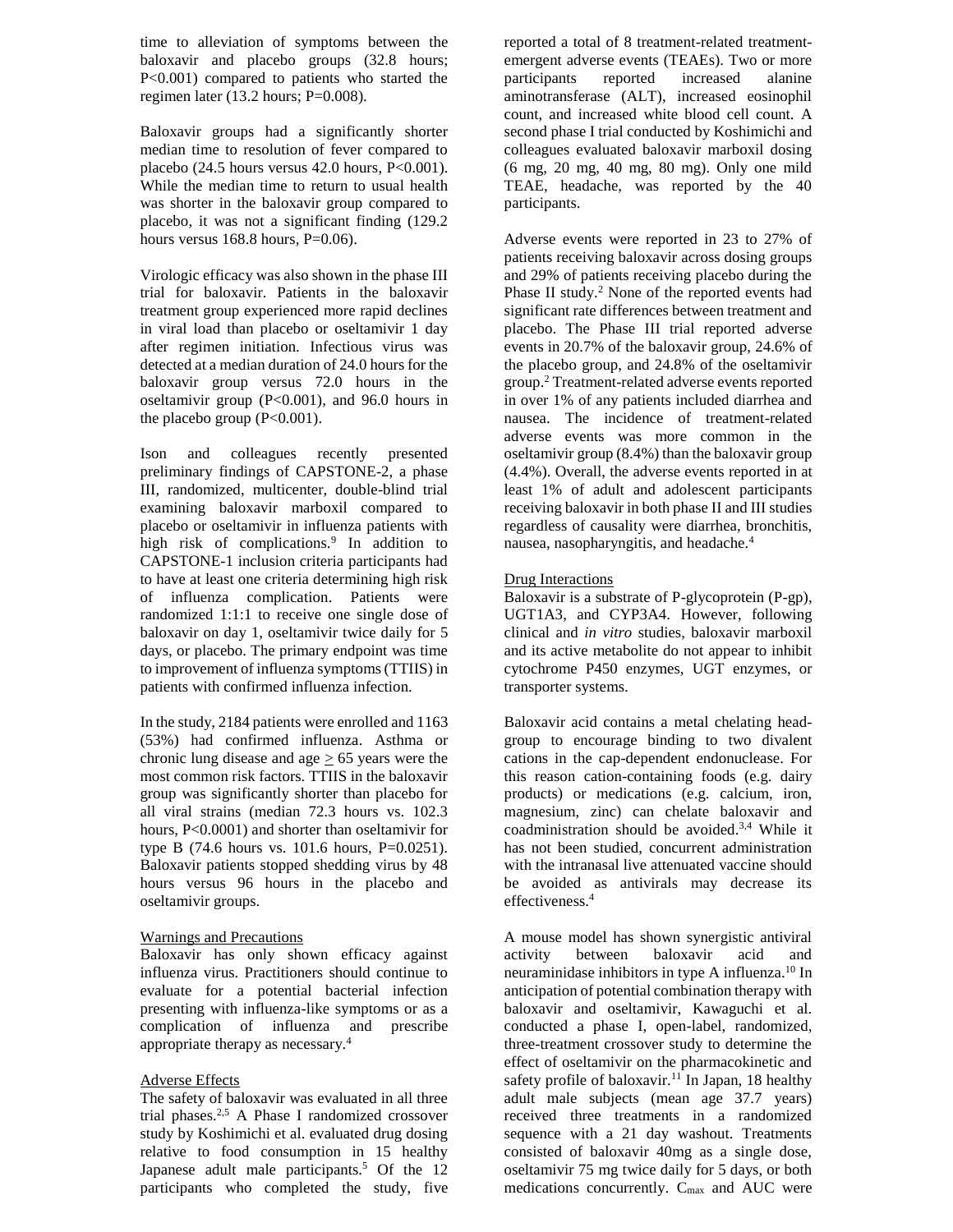time to alleviation of symptoms between the baloxavir and placebo groups (32.8 hours; P<0.001) compared to patients who started the regimen later (13.2 hours; P=0.008).

Baloxavir groups had a significantly shorter median time to resolution of fever compared to placebo (24.5 hours versus 42.0 hours, P<0.001). While the median time to return to usual health was shorter in the baloxavir group compared to placebo, it was not a significant finding (129.2 hours versus 168.8 hours, P=0.06).

Virologic efficacy was also shown in the phase III trial for baloxavir. Patients in the baloxavir treatment group experienced more rapid declines in viral load than placebo or oseltamivir 1 day after regimen initiation. Infectious virus was detected at a median duration of 24.0 hours for the baloxavir group versus 72.0 hours in the oseltamivir group (P<0.001), and 96.0 hours in the placebo group (P<0.001).

Ison and colleagues recently presented preliminary findings of CAPSTONE-2, a phase III, randomized, multicenter, double-blind trial examining baloxavir marboxil compared to placebo or oseltamivir in influenza patients with high risk of complications.[9] In addition to CAPSTONE-1 inclusion criteria participants had to have at least one criteria determining high risk of influenza complication. Patients were randomized 1:1:1 to receive one single dose of baloxavir on day 1, oseltamivir twice daily for 5 days, or placebo. The primary endpoint was time to improvement of influenza symptoms (TTIIS) in patients with confirmed influenza infection.

In the study, 2184 patients were enrolled and 1163 (53%) had confirmed influenza. Asthma or chronic lung disease and age $\geq$ 65 years were the most common risk factors. TTIIS in the baloxavir group was significantly shorter than placebo for all viral strains (median 72.3 hours vs. 102.3 hours, P<0.0001) and shorter than oseltamivir for type B (74.6 hours vs. 101.6 hours, P=0.0251). Baloxavir patients stopped shedding virus by 48 hours versus 96 hours in the placebo and oseltamivir groups.

## Warnings and Precautions

Baloxavir has only shown efficacy against influenza virus. Practitioners should continue to evaluate for a potential bacterial infection presenting with influenza-like symptoms or as a complication of influenza and prescribe appropriate therapy as necessary.[4]

## Adverse Effects

The safety of baloxavir was evaluated in all three trial phases.[2,5] A Phase I randomized crossover study by Koshimichi et al. evaluated drug dosing relative to food consumption in 15 healthy Japanese adult male participants.[5] Of the 12 participants who completed the study, five reported a total of 8 treatment-related treatment-emergent adverse events (TEAEs). Two or more participants reported increased alanine aminotransferase (ALT), increased eosinophil count, and increased white blood cell count. A second phase I trial conducted by Koshimichi and colleagues evaluated baloxavir marboxil dosing (6 mg, 20 mg, 40 mg, 80 mg). Only one mild TEAE, headache, was reported by the 40 participants.

Adverse events were reported in 23 to 27% of patients receiving baloxavir across dosing groups and 29% of patients receiving placebo during the Phase II study.[2] None of the reported events had significant rate differences between treatment and placebo. The Phase III trial reported adverse events in 20.7% of the baloxavir group, 24.6% of the placebo group, and 24.8% of the oseltamivir group.[2] Treatment-related adverse events reported in over 1% of any patients included diarrhea and nausea. The incidence of treatment-related adverse events was more common in the oseltamivir group (8.4%) than the baloxavir group (4.4%). Overall, the adverse events reported in at least 1% of adult and adolescent participants receiving baloxavir in both phase II and III studies regardless of causality were diarrhea, bronchitis, nausea, nasopharyngitis, and headache.[4]

## Drug Interactions

Baloxavir is a substrate of P-glycoprotein (P-gp), UGT1A3, and CYP3A4. However, following clinical and *in vitro* studies, baloxavir marboxil and its active metabolite do not appear to inhibit cytochrome P450 enzymes, UGT enzymes, or transporter systems.

Baloxavir acid contains a metal chelating head-group to encourage binding to two divalent cations in the cap-dependent endonuclease. For this reason cation-containing foods (e.g. dairy products) or medications (e.g. calcium, iron, magnesium, zinc) can chelate baloxavir and coadministration should be avoided.[3,4] While it has not been studied, concurrent administration with the intranasal live attenuated vaccine should be avoided as antivirals may decrease its effectiveness.[4]

A mouse model has shown synergistic antiviral activity between baloxavir acid and neuraminidase inhibitors in type A influenza.[10] In anticipation of potential combination therapy with baloxavir and oseltamivir, Kawaguchi et al. conducted a phase I, open-label, randomized, three-treatment crossover study to determine the effect of oseltamivir on the pharmacokinetic and safety profile of baloxavir.[11] In Japan, 18 healthy adult male subjects (mean age 37.7 years) received three treatments in a randomized sequence with a 21 day washout. Treatments consisted of baloxavir 40mg as a single dose, oseltamivir 75 mg twice daily for 5 days, or both medications concurrently. $C_{max}$ and AUC were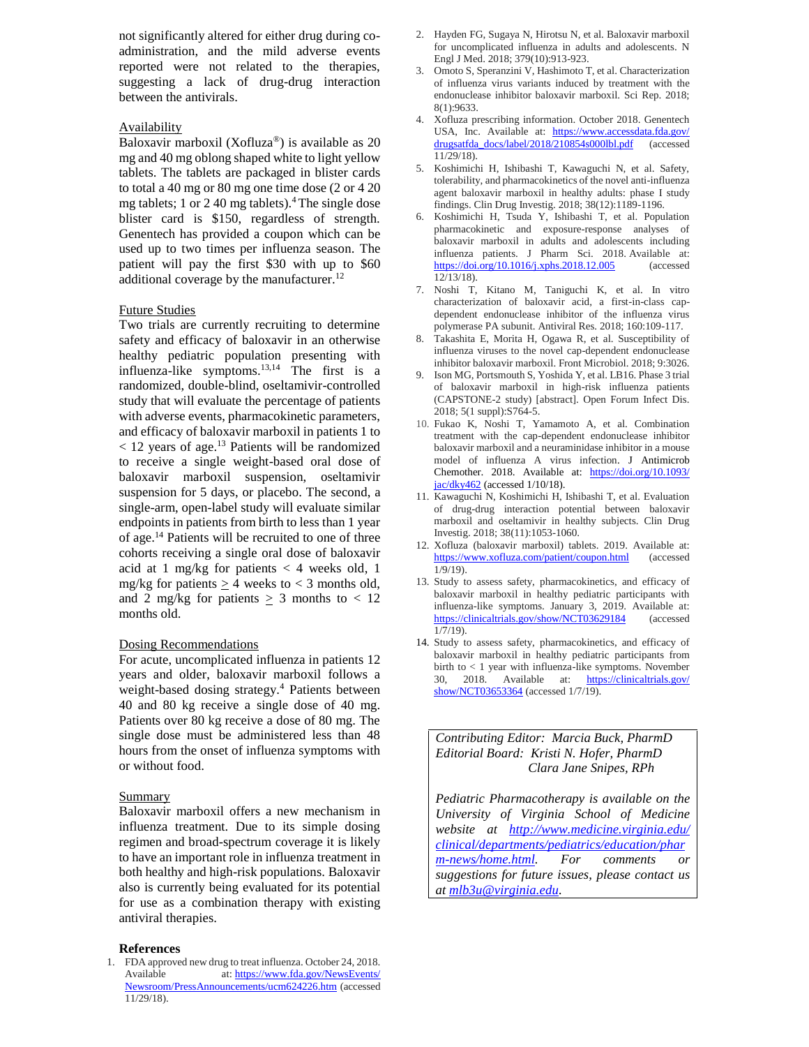not significantly altered for either drug during co-administration, and the mild adverse events reported were not related to the therapies, suggesting a lack of drug-drug interaction between the antivirals.

## Availability

Baloxavir marboxil (Xofluza®) is available as 20 mg and 40 mg oblong shaped white to light yellow tablets. The tablets are packaged in blister cards to total a 40 mg or 80 mg one time dose (2 or 4 20 mg tablets; 1 or 2 40 mg tablets).[4] The single dose blister card is $150, regardless of strength. Genentech has provided a coupon which can be used up to two times per influenza season. The patient will pay the first $30 with up to $60 additional coverage by the manufacturer.[12]

## Future Studies

Two trials are currently recruiting to determine safety and efficacy of baloxavir in an otherwise healthy pediatric population presenting with influenza-like symptoms.[13,14] The first is a randomized, double-blind, oseltamivir-controlled study that will evaluate the percentage of patients with adverse events, pharmacokinetic parameters, and efficacy of baloxavir marboxil in patients 1 to < 12 years of age.[13] Patients will be randomized to receive a single weight-based oral dose of baloxavir marboxil suspension, oseltamivir suspension for 5 days, or placebo. The second, a single-arm, open-label study will evaluate similar endpoints in patients from birth to less than 1 year of age.[14] Patients will be recruited to one of three cohorts receiving a single oral dose of baloxavir acid at 1 mg/kg for patients < 4 weeks old, 1 mg/kg for patients ≥ 4 weeks to < 3 months old, and 2 mg/kg for patients ≥ 3 months to < 12 months old.

## Dosing Recommendations

For acute, uncomplicated influenza in patients 12 years and older, baloxavir marboxil follows a weight-based dosing strategy.[4] Patients between 40 and 80 kg receive a single dose of 40 mg. Patients over 80 kg receive a dose of 80 mg. The single dose must be administered less than 48 hours from the onset of influenza symptoms with or without food.

## Summary

Baloxavir marboxil offers a new mechanism in influenza treatment. Due to its simple dosing regimen and broad-spectrum coverage it is likely to have an important role in influenza treatment in both healthy and high-risk populations. Baloxavir also is currently being evaluated for its potential for use as a combination therapy with existing antiviral therapies.

## References

1. FDA approved new drug to treat influenza. October 24, 2018. Available at: https://www.fda.gov/NewsEvents/Newsroom/PressAnnouncements/ucm624226.htm (accessed 11/29/18).
2. Hayden FG, Sugaya N, Hirotsu N, et al. Baloxavir marboxil for uncomplicated influenza in adults and adolescents. N Engl J Med. 2018; 379(10):913-923.
3. Omoto S, Speranzini V, Hashimoto T, et al. Characterization of influenza virus variants induced by treatment with the endonuclease inhibitor baloxavir marboxil. Sci Rep. 2018; 8(1):9633.
4. Xofluza prescribing information. October 2018. Genentech USA, Inc. Available at: https://www.accessdata.fda.gov/drugsatfda_docs/label/2018/210854s000lbl.pdf (accessed 11/29/18).
5. Koshimichi H, Ishibashi T, Kawaguchi N, et al. Safety, tolerability, and pharmacokinetics of the novel anti-influenza agent baloxavir marboxil in healthy adults: phase I study findings. Clin Drug Investig. 2018; 38(12):1189-1196.
6. Koshimichi H, Tsuda Y, Ishibashi T, et al. Population pharmacokinetic and exposure-response analyses of baloxavir marboxil in adults and adolescents including influenza patients. J Pharm Sci. 2018. Available at: https://doi.org/10.1016/j.xphs.2018.12.005 (accessed 12/13/18).
7. Noshi T, Kitano M, Taniguchi K, et al. In vitro characterization of baloxavir acid, a first-in-class cap-dependent endonuclease inhibitor of the influenza virus polymerase PA subunit. Antiviral Res. 2018; 160:109-117.
8. Takashita E, Morita H, Ogawa R, et al. Susceptibility of influenza viruses to the novel cap-dependent endonuclease inhibitor baloxavir marboxil. Front Microbiol. 2018; 9:3026.
9. Ison MG, Portsmouth S, Yoshida Y, et al. LB16. Phase 3 trial of baloxavir marboxil in high-risk influenza patients (CAPSTONE-2 study) [abstract]. Open Forum Infect Dis. 2018; 5(1 suppl):S764-5.
10. Fukao K, Noshi T, Yamamoto A, et al. Combination treatment with the cap-dependent endonuclease inhibitor baloxavir marboxil and a neuraminidase inhibitor in a mouse model of influenza A virus infection. J Antimicrob Chemother. 2018. Available at: https://doi.org/10.1093/jac/dky462 (accessed 1/10/18).
11. Kawaguchi N, Koshimichi H, Ishibashi T, et al. Evaluation of drug-drug interaction potential between baloxavir marboxil and oseltamivir in healthy subjects. Clin Drug Investig. 2018; 38(11):1053-1060.
12. Xofluza (baloxavir marboxil) tablets. 2019. Available at: https://www.xofluza.com/patient/coupon.html (accessed 1/9/19).
13. Study to assess safety, pharmacokinetics, and efficacy of baloxavir marboxil in healthy pediatric participants with influenza-like symptoms. January 3, 2019. Available at: https://clinicaltrials.gov/show/NCT03629184 (accessed 1/7/19).
14. Study to assess safety, pharmacokinetics, and efficacy of baloxavir marboxil in healthy pediatric participants from birth to < 1 year with influenza-like symptoms. November 30, 2018. Available at: https://clinicaltrials.gov/show/NCT03653364 (accessed 1/7/19).

*Contributing Editor: Marcia Buck, PharmD*
*Editorial Board: Kristi N. Hofer, PharmD*
*Clara Jane Snipes, RPh*

*Pediatric Pharmacotherapy is available on the University of Virginia School of Medicine website at http://www.medicine.virginia.edu/clinical/departments/pediatrics/education/pharm-news/home.html. For comments or suggestions for future issues, please contact us at mlb3u@virginia.edu.*